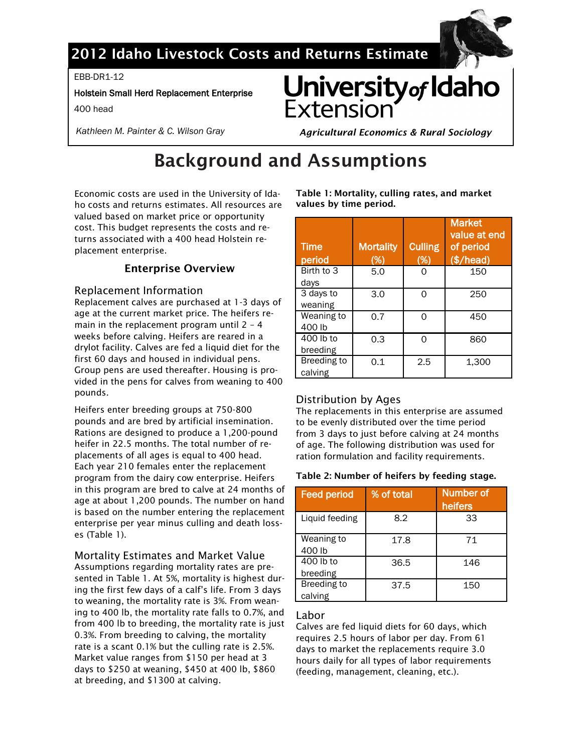# 2012 Idaho Livestock Costs and Returns Estimate

EBB-DR1-12

Holstein Small Herd Replacement Enterprise

400 head

*Kathleen M. Painter & C. Wilson Gray*

**University of Idaho Extension**

***Agricultural Economics & Rural Sociology***

# Background and Assumptions

Economic costs are used in the University of Idaho costs and returns estimates. All resources are valued based on market price or opportunity cost. This budget represents the costs and returns associated with a 400 head Holstein replacement enterprise.

## Enterprise Overview

### Replacement Information

Replacement calves are purchased at 1-3 days of age at the current market price. The heifers remain in the replacement program until 2 – 4 weeks before calving. Heifers are reared in a drylot facility. Calves are fed a liquid diet for the first 60 days and housed in individual pens. Group pens are used thereafter. Housing is provided in the pens for calves from weaning to 400 pounds.

Heifers enter breeding groups at 750-800 pounds and are bred by artificial insemination. Rations are designed to produce a 1,200-pound heifer in 22.5 months. The total number of replacements of all ages is equal to 400 head. Each year 210 females enter the replacement program from the dairy cow enterprise. Heifers in this program are bred to calve at 24 months of age at about 1,200 pounds. The number on hand is based on the number entering the replacement enterprise per year minus culling and death losses (Table 1).

### Mortality Estimates and Market Value

Assumptions regarding mortality rates are presented in Table 1. At 5%, mortality is highest during the first few days of a calf's life. From 3 days to weaning, the mortality rate is 3%. From weaning to 400 lb, the mortality rate falls to 0.7%, and from 400 lb to breeding, the mortality rate is just 0.3%. From breeding to calving, the mortality rate is a scant 0.1% but the culling rate is 2.5%. Market value ranges from $150 per head at 3 days to $250 at weaning, $450 at 400 lb, $860 at breeding, and $1300 at calving.

**Table 1: Mortality, culling rates, and market values by time period.**

| Time period | Mortality (%) | Culling (%) | Market value at end of period ($/head) |
|---|---|---|---|
| Birth to 3 days | 5.0 | 0 | 150 |
| 3 days to weaning | 3.0 | 0 | 250 |
| Weaning to 400 lb | 0.7 | 0 | 450 |
| 400 lb to breeding | 0.3 | 0 | 860 |
| Breeding to calving | 0.1 | 2.5 | 1,300 |

### Distribution by Ages

The replacements in this enterprise are assumed to be evenly distributed over the time period from 3 days to just before calving at 24 months of age. The following distribution was used for ration formulation and facility requirements.

**Table 2: Number of heifers by feeding stage.**

| Feed period | % of total | Number of heifers |
|---|---|---|
| Liquid feeding | 8.2 | 33 |
| Weaning to 400 lb | 17.8 | 71 |
| 400 lb to breeding | 36.5 | 146 |
| Breeding to calving | 37.5 | 150 |

### Labor

Calves are fed liquid diets for 60 days, which requires 2.5 hours of labor per day. From 61 days to market the replacements require 3.0 hours daily for all types of labor requirements (feeding, management, cleaning, etc.).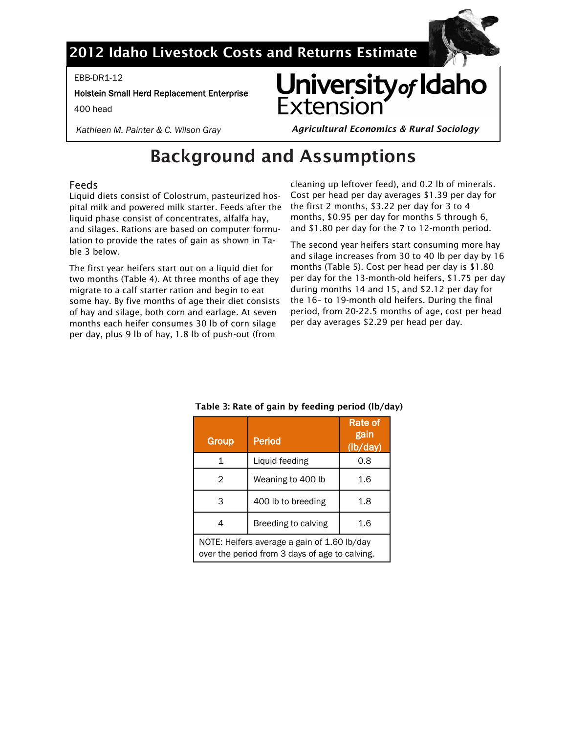## 2012 Idaho Livestock Costs and Returns Estimate

EBB-DR1-12

Holstein Small Herd Replacement Enterprise

400 head

*Kathleen M. Painter & C. Wilson Gray*

University of Idaho Extension

***Agricultural Economics & Rural Sociology***

# Background and Assumptions

## Feeds

Liquid diets consist of Colostrum, pasteurized hospital milk and powered milk starter. Feeds after the liquid phase consist of concentrates, alfalfa hay, and silages. Rations are based on computer formulation to provide the rates of gain as shown in Table 3 below.

The first year heifers start out on a liquid diet for two months (Table 4). At three months of age they migrate to a calf starter ration and begin to eat some hay. By five months of age their diet consists of hay and silage, both corn and earlage. At seven months each heifer consumes 30 lb of corn silage per day, plus 9 lb of hay, 1.8 lb of push-out (from cleaning up leftover feed), and 0.2 lb of minerals. Cost per head per day averages $1.39 per day for the first 2 months, $3.22 per day for 3 to 4 months, $0.95 per day for months 5 through 6, and $1.80 per day for the 7 to 12-month period.

The second year heifers start consuming more hay and silage increases from 30 to 40 lb per day by 16 months (Table 5). Cost per head per day is $1.80 per day for the 13-month-old heifers, $1.75 per day during months 14 and 15, and $2.12 per day for the 16- to 19-month old heifers. During the final period, from 20-22.5 months of age, cost per head per day averages $2.29 per head per day.

**Table 3: Rate of gain by feeding period (lb/day)**

| Group | Period | Rate of gain (lb/day) |
|---|---|---|
| 1 | Liquid feeding | 0.8 |
| 2 | Weaning to 400 lb | 1.6 |
| 3 | 400 lb to breeding | 1.8 |
| 4 | Breeding to calving | 1.6 |
| NOTE: Heifers average a gain of 1.60 lb/day over the period from 3 days of age to calving. | | |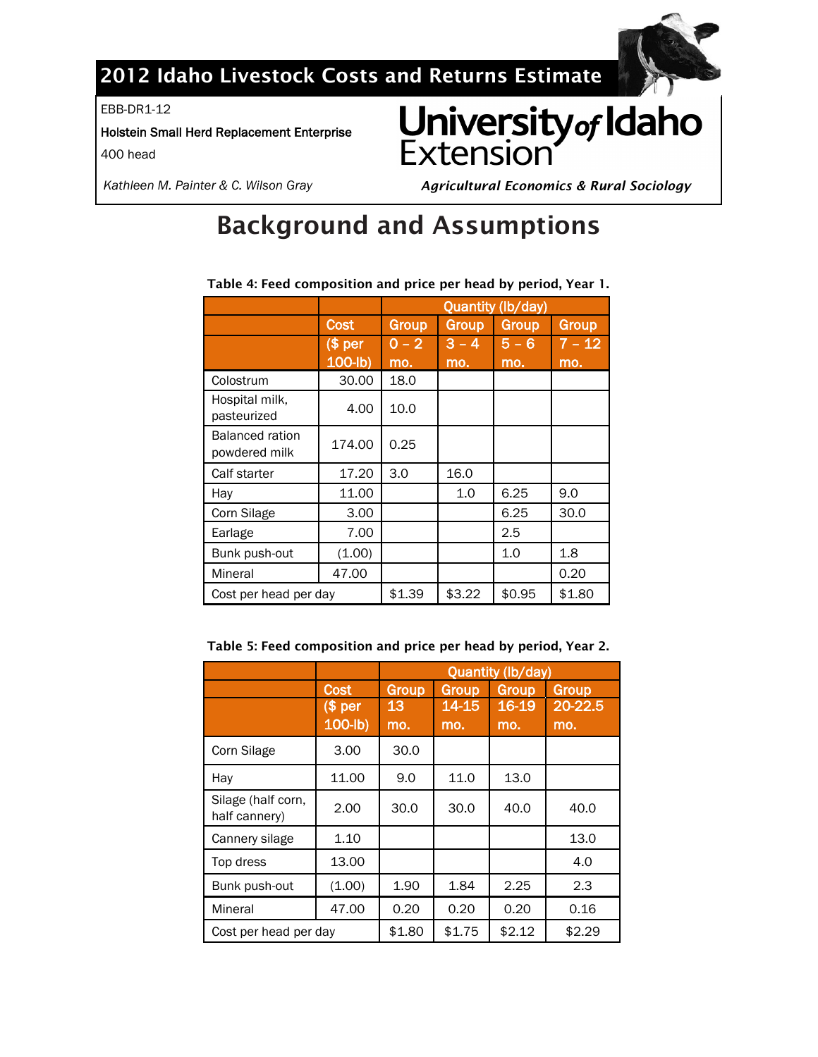## 2012 Idaho Livestock Costs and Returns Estimate

EBB-DR1-12

Holstein Small Herd Replacement Enterprise

400 head

*Kathleen M. Painter & C. Wilson Gray*

**University of Idaho Extension**

***Agricultural Economics & Rural Sociology***

# Background and Assumptions

**Table 4: Feed composition and price per head by period, Year 1.**

| | Cost ($ per 100-lb) | Quantity (lb/day) Group 0 – 2 mo. | Group 3 – 4 mo. | Group 5 – 6 mo. | Group 7 – 12 mo. |
|---|---|---|---|---|---|
| Colostrum | 30.00 | 18.0 | | | |
| Hospital milk, pasteurized | 4.00 | 10.0 | | | |
| Balanced ration powdered milk | 174.00 | 0.25 | | | |
| Calf starter | 17.20 | 3.0 | 16.0 | | |
| Hay | 11.00 | | 1.0 | 6.25 | 9.0 |
| Corn Silage | 3.00 | | | 6.25 | 30.0 |
| Earlage | 7.00 | | | 2.5 | |
| Bunk push-out | (1.00) | | | 1.0 | 1.8 |
| Mineral | 47.00 | | | | 0.20 |
| Cost per head per day | | $1.39 | $3.22 | $0.95 | $1.80 |

**Table 5: Feed composition and price per head by period, Year 2.**

| | Cost ($ per 100-lb) | Quantity (lb/day) Group 13 mo. | Group 14-15 mo. | Group 16-19 mo. | Group 20-22.5 mo. |
|---|---|---|---|---|---|
| Corn Silage | 3.00 | 30.0 | | | |
| Hay | 11.00 | 9.0 | 11.0 | 13.0 | |
| Silage (half corn, half cannery) | 2.00 | 30.0 | 30.0 | 40.0 | 40.0 |
| Cannery silage | 1.10 | | | | 13.0 |
| Top dress | 13.00 | | | | 4.0 |
| Bunk push-out | (1.00) | 1.90 | 1.84 | 2.25 | 2.3 |
| Mineral | 47.00 | 0.20 | 0.20 | 0.20 | 0.16 |
| Cost per head per day | | $1.80 | $1.75 | $2.12 | $2.29 |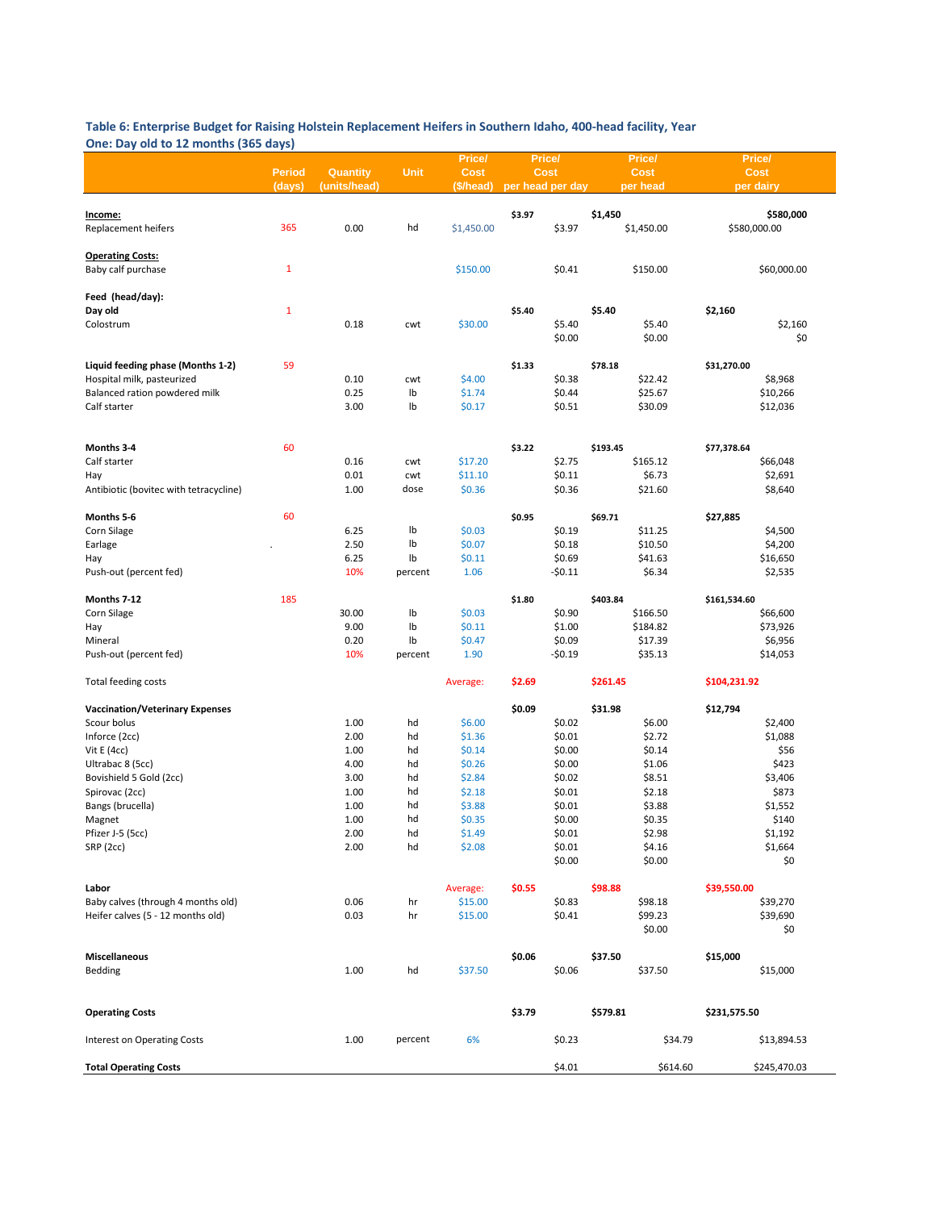**Table 6: Enterprise Budget for Raising Holstein Replacement Heifers in Southern Idaho, 400-head facility, Year One: Day old to 12 months (365 days)**

| | Period (days) | Quantity (units/head) | Unit | Price/ Cost ($/head) | Price/ Cost per head per day | | Price/ Cost per head | | Price/ Cost per dairy | |
|---|---|---|---|---|---|---|---|---|---|---|
| **Income:** | | | | | **$3.97** | | **$1,450** | | | **$580,000** |
| Replacement heifers | 365 | 0.00 | hd | $1,450.00 | | $3.97 | | $1,450.00 | $580,000.00 | |
| **Operating Costs:** | | | | | | | | | | |
| Baby calf purchase | 1 | | | $150.00 | | $0.41 | | $150.00 | | $60,000.00 |
| **Feed (head/day):** | | | | | | | | | | |
| **Day old** | 1 | | | | **$5.40** | | **$5.40** | | **$2,160** | |
| Colostrum | | 0.18 | cwt | $30.00 | | $5.40 | | $5.40 | | $2,160 |
| | | | | | | $0.00 | | $0.00 | | $0 |
| **Liquid feeding phase (Months 1-2)** | 59 | | | | **$1.33** | | **$78.18** | | **$31,270.00** | |
| Hospital milk, pasteurized | | 0.10 | cwt | $4.00 | | $0.38 | | $22.42 | | $8,968 |
| Balanced ration powdered milk | | 0.25 | lb | $1.74 | | $0.44 | | $25.67 | | $10,266 |
| Calf starter | | 3.00 | lb | $0.17 | | $0.51 | | $30.09 | | $12,036 |
| **Months 3-4** | 60 | | | | **$3.22** | | **$193.45** | | **$77,378.64** | |
| Calf starter | | 0.16 | cwt | $17.20 | | $2.75 | | $165.12 | | $66,048 |
| Hay | | 0.01 | cwt | $11.10 | | $0.11 | | $6.73 | | $2,691 |
| Antibiotic (bovitec with tetracycline) | | 1.00 | dose | $0.36 | | $0.36 | | $21.60 | | $8,640 |
| **Months 5-6** | 60 | | | | **$0.95** | | **$69.71** | | **$27,885** | |
| Corn Silage | | 6.25 | lb | $0.03 | | $0.19 | | $11.25 | | $4,500 |
| Earlage | | 2.50 | lb | $0.07 | | $0.18 | | $10.50 | | $4,200 |
| Hay | | 6.25 | lb | $0.11 | | $0.69 | | $41.63 | | $16,650 |
| Push-out (percent fed) | 10% | | percent | 1.06 | | -$0.11 | | $6.34 | | $2,535 |
| **Months 7-12** | 185 | | | | **$1.80** | | **$403.84** | | **$161,534.60** | |
| Corn Silage | | 30.00 | lb | $0.03 | | $0.90 | | $166.50 | | $66,600 |
| Hay | | 9.00 | lb | $0.11 | | $1.00 | | $184.82 | | $73,926 |
| Mineral | | 0.20 | lb | $0.47 | | $0.09 | | $17.39 | | $6,956 |
| Push-out (percent fed) | 10% | | percent | 1.90 | | -$0.19 | | $35.13 | | $14,053 |
| Total feeding costs | | | | Average: | **$2.69** | | **$261.45** | | **$104,231.92** | |
| **Vaccination/Veterinary Expenses** | | | | | **$0.09** | | **$31.98** | | **$12,794** | |
| Scour bolus | | 1.00 | hd | $6.00 | | $0.02 | | $6.00 | | $2,400 |
| Inforce (2cc) | | 2.00 | hd | $1.36 | | $0.01 | | $2.72 | | $1,088 |
| Vit E (4cc) | | 1.00 | hd | $0.14 | | $0.00 | | $0.14 | | $56 |
| Ultrabac 8 (5cc) | | 4.00 | hd | $0.26 | | $0.00 | | $1.06 | | $423 |
| Bovishield 5 Gold (2cc) | | 3.00 | hd | $2.84 | | $0.02 | | $8.51 | | $3,406 |
| Spirovac (2cc) | | 1.00 | hd | $2.18 | | $0.01 | | $2.18 | | $873 |
| Bangs (brucella) | | 1.00 | hd | $3.88 | | $0.01 | | $3.88 | | $1,552 |
| Magnet | | 1.00 | hd | $0.35 | | $0.00 | | $0.35 | | $140 |
| Pfizer J-5 (5cc) | | 2.00 | hd | $1.49 | | $0.01 | | $2.98 | | $1,192 |
| SRP (2cc) | | 2.00 | hd | $2.08 | | $0.01 | | $4.16 | | $1,664 |
| | | | | | | $0.00 | | $0.00 | | $0 |
| **Labor** | | | | Average: | **$0.55** | | **$98.88** | | **$39,550.00** | |
| Baby calves (through 4 months old) | | 0.06 | hr | $15.00 | | $0.83 | | $98.18 | | $39,270 |
| Heifer calves (5 - 12 months old) | | 0.03 | hr | $15.00 | | $0.41 | | $99.23 | | $39,690 |
| | | | | | | | | $0.00 | | $0 |
| **Miscellaneous** | | | | | **$0.06** | | **$37.50** | | **$15,000** | |
| Bedding | | 1.00 | hd | $37.50 | | $0.06 | | $37.50 | | $15,000 |
| **Operating Costs** | | | | | **$3.79** | | **$579.81** | | **$231,575.50** | |
| Interest on Operating Costs | | 1.00 | percent | 6% | | $0.23 | | $34.79 | | $13,894.53 |
| **Total Operating Costs** | | | | | | $4.01 | | $614.60 | | $245,470.03 |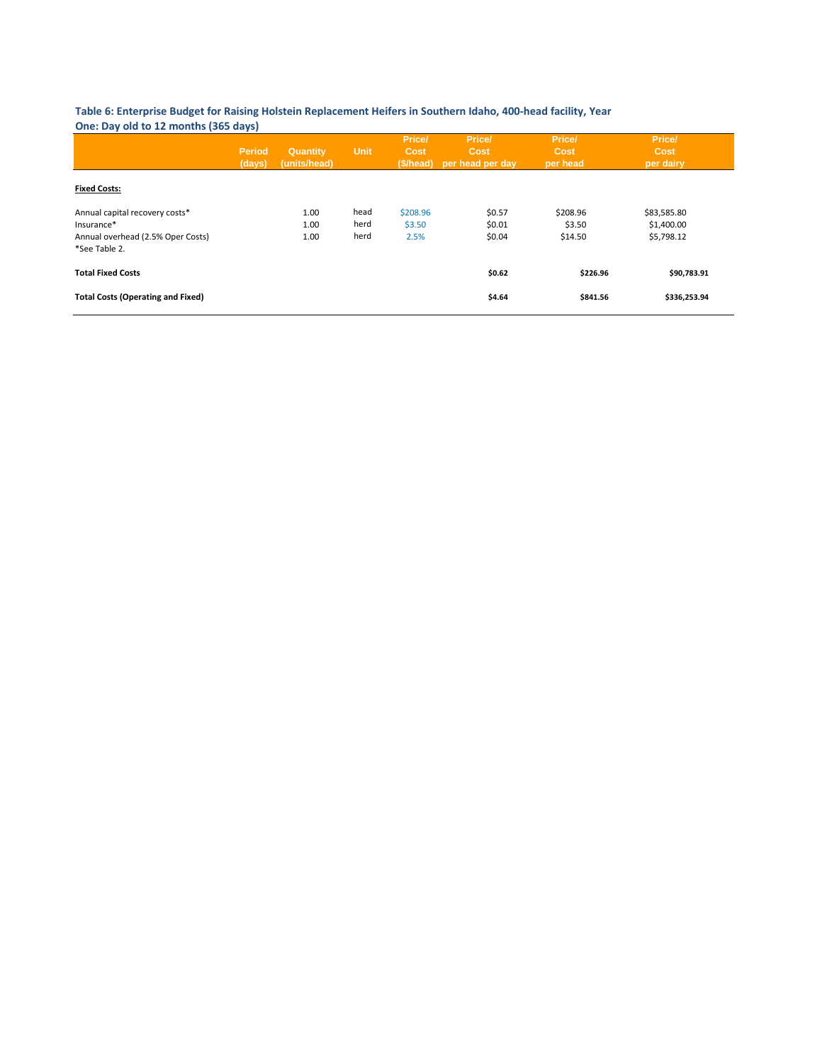**Table 6: Enterprise Budget for Raising Holstein Replacement Heifers in Southern Idaho, 400-head facility, Year One: Day old to 12 months (365 days)**

| | Period (days) | Quantity (units/head) | Unit | Price/ Cost ($/head) | Price/ Cost per head per day | Price/ Cost per head | Price/ Cost per dairy |
|---|---|---|---|---|---|---|---|
| **Fixed Costs:** | | | | | | | |
| Annual capital recovery costs* | | 1.00 | head | $208.96 | $0.57 | $208.96 | $83,585.80 |
| Insurance* | | 1.00 | herd | $3.50 | $0.01 | $3.50 | $1,400.00 |
| Annual overhead (2.5% Oper Costs) | | 1.00 | herd | 2.5% | $0.04 | $14.50 | $5,798.12 |
| *See Table 2. | | | | | | | |
| **Total Fixed Costs** | | | | | **$0.62** | **$226.96** | **$90,783.91** |
| **Total Costs (Operating and Fixed)** | | | | | **$4.64** | **$841.56** | **$336,253.94** |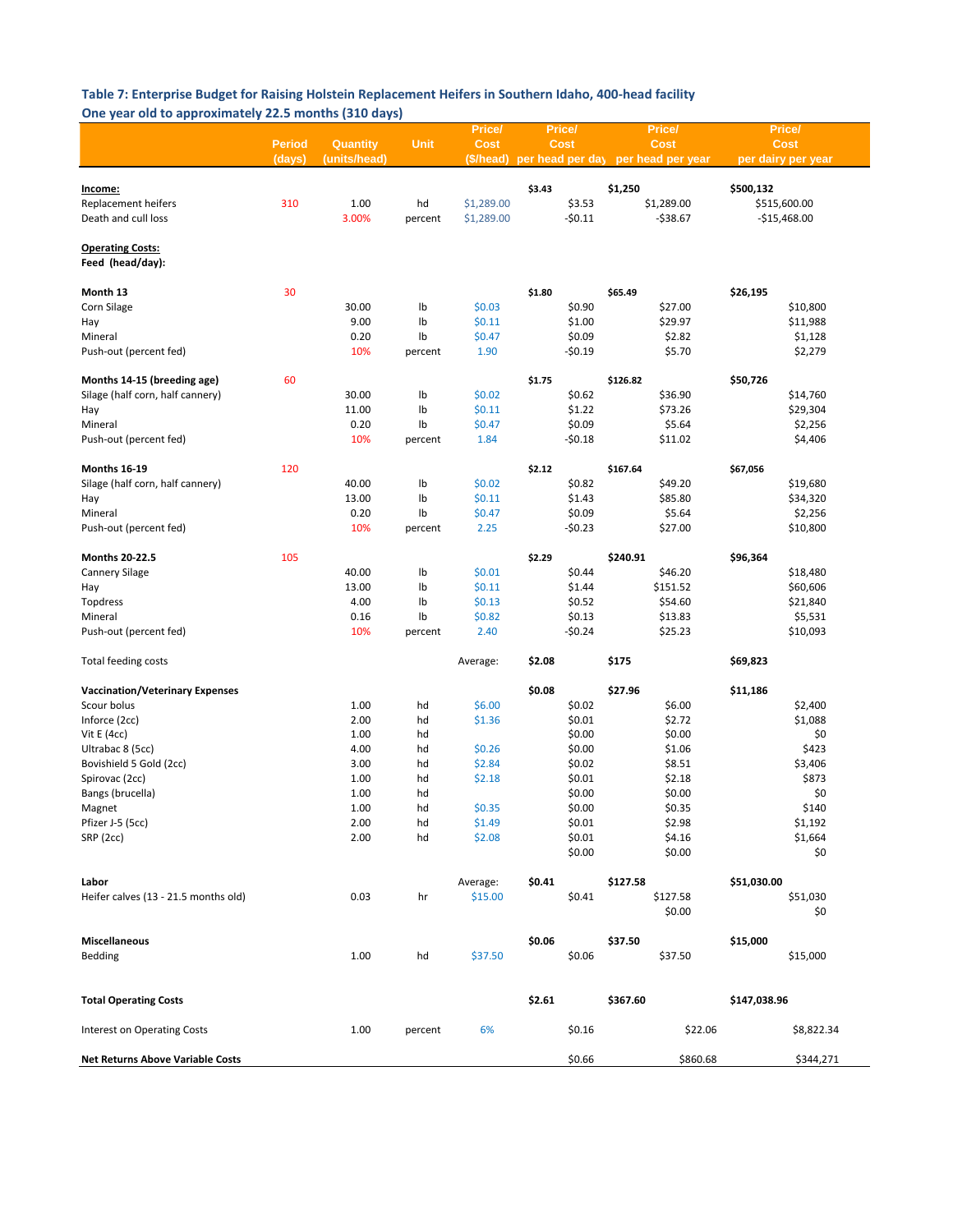**Table 7: Enterprise Budget for Raising Holstein Replacement Heifers in Southern Idaho, 400-head facility**
**One year old to approximately 22.5 months (310 days)**

| | Period (days) | Quantity (units/head) | Unit | Price/ Cost ($/head) | Price/ Cost per head per day | | Price/ Cost per head per year | | Price/ Cost per dairy per year |
|---|---|---|---|---|---|---|---|---|---|
| **Income:** | | | | | **$3.43** | | **$1,250** | | **$500,132** |
| Replacement heifers | 310 | 1.00 | hd | $1,289.00 | | $3.53 | | $1,289.00 | $515,600.00 |
| Death and cull loss | | 3.00% | percent | $1,289.00 | | -$0.11 | | -$38.67 | -$15,468.00 |
| **Operating Costs:** | | | | | | | | | |
| **Feed (head/day):** | | | | | | | | | |
| **Month 13** | 30 | | | | **$1.80** | | **$65.49** | | **$26,195** |
| Corn Silage | | 30.00 | lb | $0.03 | | $0.90 | | $27.00 | $10,800 |
| Hay | | 9.00 | lb | $0.11 | | $1.00 | | $29.97 | $11,988 |
| Mineral | | 0.20 | lb | $0.47 | | $0.09 | | $2.82 | $1,128 |
| Push-out (percent fed) | | 10% | percent | 1.90 | | -$0.19 | | $5.70 | $2,279 |
| **Months 14-15 (breeding age)** | 60 | | | | **$1.75** | | **$126.82** | | **$50,726** |
| Silage (half corn, half cannery) | | 30.00 | lb | $0.02 | | $0.62 | | $36.90 | $14,760 |
| Hay | | 11.00 | lb | $0.11 | | $1.22 | | $73.26 | $29,304 |
| Mineral | | 0.20 | lb | $0.47 | | $0.09 | | $5.64 | $2,256 |
| Push-out (percent fed) | | 10% | percent | 1.84 | | -$0.18 | | $11.02 | $4,406 |
| **Months 16-19** | 120 | | | | **$2.12** | | **$167.64** | | **$67,056** |
| Silage (half corn, half cannery) | | 40.00 | lb | $0.02 | | $0.82 | | $49.20 | $19,680 |
| Hay | | 13.00 | lb | $0.11 | | $1.43 | | $85.80 | $34,320 |
| Mineral | | 0.20 | lb | $0.47 | | $0.09 | | $5.64 | $2,256 |
| Push-out (percent fed) | | 10% | percent | 2.25 | | -$0.23 | | $27.00 | $10,800 |
| **Months 20-22.5** | 105 | | | | **$2.29** | | **$240.91** | | **$96,364** |
| Cannery Silage | | 40.00 | lb | $0.01 | | $0.44 | | $46.20 | $18,480 |
| Hay | | 13.00 | lb | $0.11 | | $1.44 | | $151.52 | $60,606 |
| Topdress | | 4.00 | lb | $0.13 | | $0.52 | | $54.60 | $21,840 |
| Mineral | | 0.16 | lb | $0.82 | | $0.13 | | $13.83 | $5,531 |
| Push-out (percent fed) | | 10% | percent | 2.40 | | -$0.24 | | $25.23 | $10,093 |
| Total feeding costs | | | | Average: | **$2.08** | | **$175** | | **$69,823** |
| **Vaccination/Veterinary Expenses** | | | | | **$0.08** | | **$27.96** | | **$11,186** |
| Scour bolus | | 1.00 | hd | $6.00 | | $0.02 | | $6.00 | $2,400 |
| Inforce (2cc) | | 2.00 | hd | $1.36 | | $0.01 | | $2.72 | $1,088 |
| Vit E (4cc) | | 1.00 | hd | | | $0.00 | | $0.00 | $0 |
| Ultrabac 8 (5cc) | | 4.00 | hd | $0.26 | | $0.00 | | $1.06 | $423 |
| Bovishield 5 Gold (2cc) | | 3.00 | hd | $2.84 | | $0.02 | | $8.51 | $3,406 |
| Spirovac (2cc) | | 1.00 | hd | $2.18 | | $0.01 | | $2.18 | $873 |
| Bangs (brucella) | | 1.00 | hd | | | $0.00 | | $0.00 | $0 |
| Magnet | | 1.00 | hd | $0.35 | | $0.00 | | $0.35 | $140 |
| Pfizer J-5 (5cc) | | 2.00 | hd | $1.49 | | $0.01 | | $2.98 | $1,192 |
| SRP (2cc) | | 2.00 | hd | $2.08 | | $0.01 | | $4.16 | $1,664 |
| | | | | | | $0.00 | | $0.00 | $0 |
| **Labor** | | | | Average: | **$0.41** | | **$127.58** | | **$51,030.00** |
| Heifer calves (13 - 21.5 months old) | | 0.03 | hr | $15.00 | | $0.41 | | $127.58 | $51,030 |
| | | | | | | | | $0.00 | $0 |
| **Miscellaneous** | | | | | **$0.06** | | **$37.50** | | **$15,000** |
| Bedding | | 1.00 | hd | $37.50 | | $0.06 | | $37.50 | $15,000 |
| **Total Operating Costs** | | | | | **$2.61** | | **$367.60** | | **$147,038.96** |
| Interest on Operating Costs | | 1.00 | percent | 6% | | $0.16 | | $22.06 | $8,822.34 |
| **Net Returns Above Variable Costs** | | | | | | $0.66 | | $860.68 | $344,271 |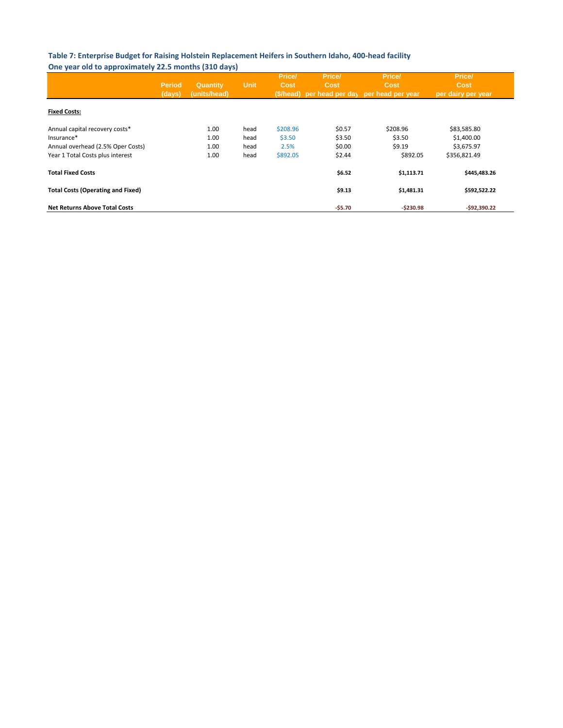**Table 7: Enterprise Budget for Raising Holstein Replacement Heifers in Southern Idaho, 400-head facility**
**One year old to approximately 22.5 months (310 days)**

| | Period (days) | Quantity (units/head) | Unit | Price/ Cost ($/head) | Price/ Cost per head per day | Price/ Cost per head per year | Price/ Cost per dairy per year |
|---|---|---|---|---|---|---|---|
| **Fixed Costs:** | | | | | | | |
| Annual capital recovery costs* | | 1.00 | head | $208.96 | $0.57 | $208.96 | $83,585.80 |
| Insurance* | | 1.00 | head | $3.50 | $3.50 | $3.50 | $1,400.00 |
| Annual overhead (2.5% Oper Costs) | | 1.00 | head | 2.5% | $0.00 | $9.19 | $3,675.97 |
| Year 1 Total Costs plus interest | | 1.00 | head | $892.05 | $2.44 | $892.05 | $356,821.49 |
| **Total Fixed Costs** | | | | | **$6.52** | **$1,113.71** | **$445,483.26** |
| **Total Costs (Operating and Fixed)** | | | | | **$9.13** | **$1,481.31** | **$592,522.22** |
| **Net Returns Above Total Costs** | | | | | **-$5.70** | **-$230.98** | **-$92,390.22** |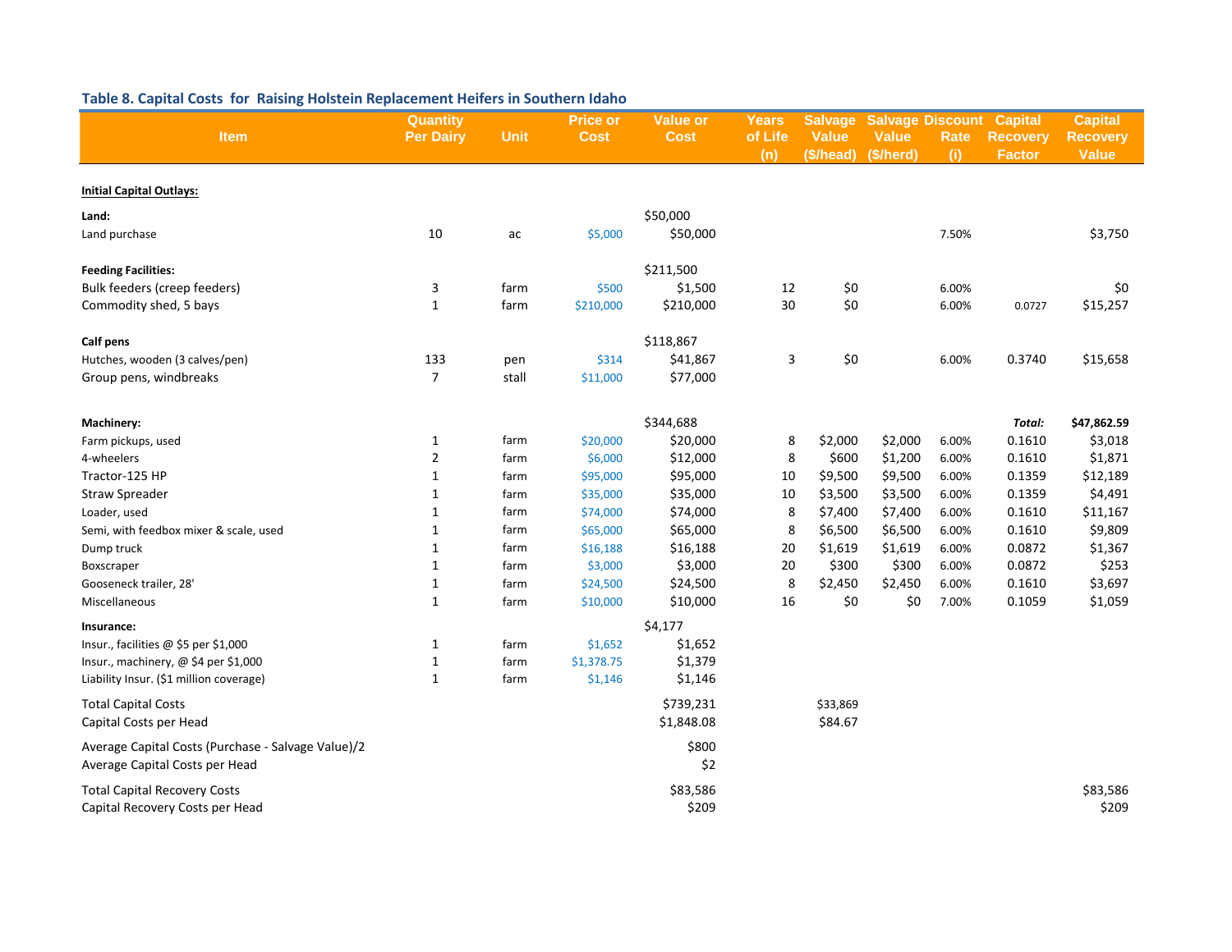## Table 8. Capital Costs for Raising Holstein Replacement Heifers in Southern Idaho

| Item | Quantity Per Dairy | Unit | Price or Cost | Value or Cost | Years of Life (n) | Salvage Value ($/head) | Salvage Value ($/herd) | Discount Rate (i) | Capital Recovery Factor | Capital Recovery Value |
|---|---|---|---|---|---|---|---|---|---|---|
| **Initial Capital Outlays:** | | | | | | | | | | |
| **Land:** | | | | $50,000 | | | | | | |
| Land purchase | 10 | ac | $5,000 | $50,000 | | | | 7.50% | | $3,750 |
| **Feeding Facilities:** | | | | $211,500 | | | | | | |
| Bulk feeders (creep feeders) | 3 | farm | $500 | $1,500 | 12 | $0 | | 6.00% | | $0 |
| Commodity shed, 5 bays | 1 | farm | $210,000 | $210,000 | 30 | $0 | | 6.00% | 0.0727 | $15,257 |
| **Calf pens** | | | | $118,867 | | | | | | |
| Hutches, wooden (3 calves/pen) | 133 | pen | $314 | $41,867 | 3 | $0 | | 6.00% | 0.3740 | $15,658 |
| Group pens, windbreaks | 7 | stall | $11,000 | $77,000 | | | | | | |
| **Machinery:** | | | | $344,688 | | | | | *Total:* | **$47,862.59** |
| Farm pickups, used | 1 | farm | $20,000 | $20,000 | 8 | $2,000 | $2,000 | 6.00% | 0.1610 | $3,018 |
| 4-wheelers | 2 | farm | $6,000 | $12,000 | 8 | $600 | $1,200 | 6.00% | 0.1610 | $1,871 |
| Tractor-125 HP | 1 | farm | $95,000 | $95,000 | 10 | $9,500 | $9,500 | 6.00% | 0.1359 | $12,189 |
| Straw Spreader | 1 | farm | $35,000 | $35,000 | 10 | $3,500 | $3,500 | 6.00% | 0.1359 | $4,491 |
| Loader, used | 1 | farm | $74,000 | $74,000 | 8 | $7,400 | $7,400 | 6.00% | 0.1610 | $11,167 |
| Semi, with feedbox mixer & scale, used | 1 | farm | $65,000 | $65,000 | 8 | $6,500 | $6,500 | 6.00% | 0.1610 | $9,809 |
| Dump truck | 1 | farm | $16,188 | $16,188 | 20 | $1,619 | $1,619 | 6.00% | 0.0872 | $1,367 |
| Boxscraper | 1 | farm | $3,000 | $3,000 | 20 | $300 | $300 | 6.00% | 0.0872 | $253 |
| Gooseneck trailer, 28' | 1 | farm | $24,500 | $24,500 | 8 | $2,450 | $2,450 | 6.00% | 0.1610 | $3,697 |
| Miscellaneous | 1 | farm | $10,000 | $10,000 | 16 | $0 | $0 | 7.00% | 0.1059 | $1,059 |
| **Insurance:** | | | | $4,177 | | | | | | |
| Insur., facilities @ $5 per $1,000 | 1 | farm | $1,652 | $1,652 | | | | | | |
| Insur., machinery, @ $4 per $1,000 | 1 | farm | $1,378.75 | $1,379 | | | | | | |
| Liability Insur. ($1 million coverage) | 1 | farm | $1,146 | $1,146 | | | | | | |
| Total Capital Costs | | | | $739,231 | | $33,869 | | | | |
| Capital Costs per Head | | | | $1,848.08 | | $84.67 | | | | |
| Average Capital Costs (Purchase - Salvage Value)/2 | | | | $800 | | | | | | |
| Average Capital Costs per Head | | | | $2 | | | | | | |
| Total Capital Recovery Costs | | | | $83,586 | | | | | | $83,586 |
| Capital Recovery Costs per Head | | | | $209 | | | | | | $209 |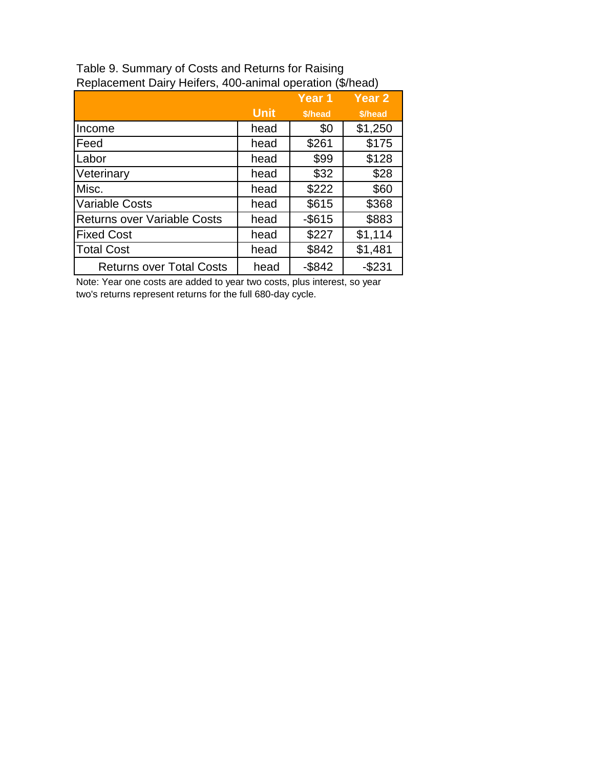Table 9. Summary of Costs and Returns for Raising Replacement Dairy Heifers, 400-animal operation ($/head)

| | Unit | Year 1 $/head | Year 2 $/head |
|---|---|---|---|
| Income | head | $0 | $1,250 |
| Feed | head | $261 | $175 |
| Labor | head | $99 | $128 |
| Veterinary | head | $32 | $28 |
| Misc. | head | $222 | $60 |
| Variable Costs | head | $615 | $368 |
| Returns over Variable Costs | head | -$615 | $883 |
| Fixed Cost | head | $227 | $1,114 |
| Total Cost | head | $842 | $1,481 |
| Returns over Total Costs | head | -$842 | -$231 |

Note: Year one costs are added to year two costs, plus interest, so year two's returns represent returns for the full 680-day cycle.